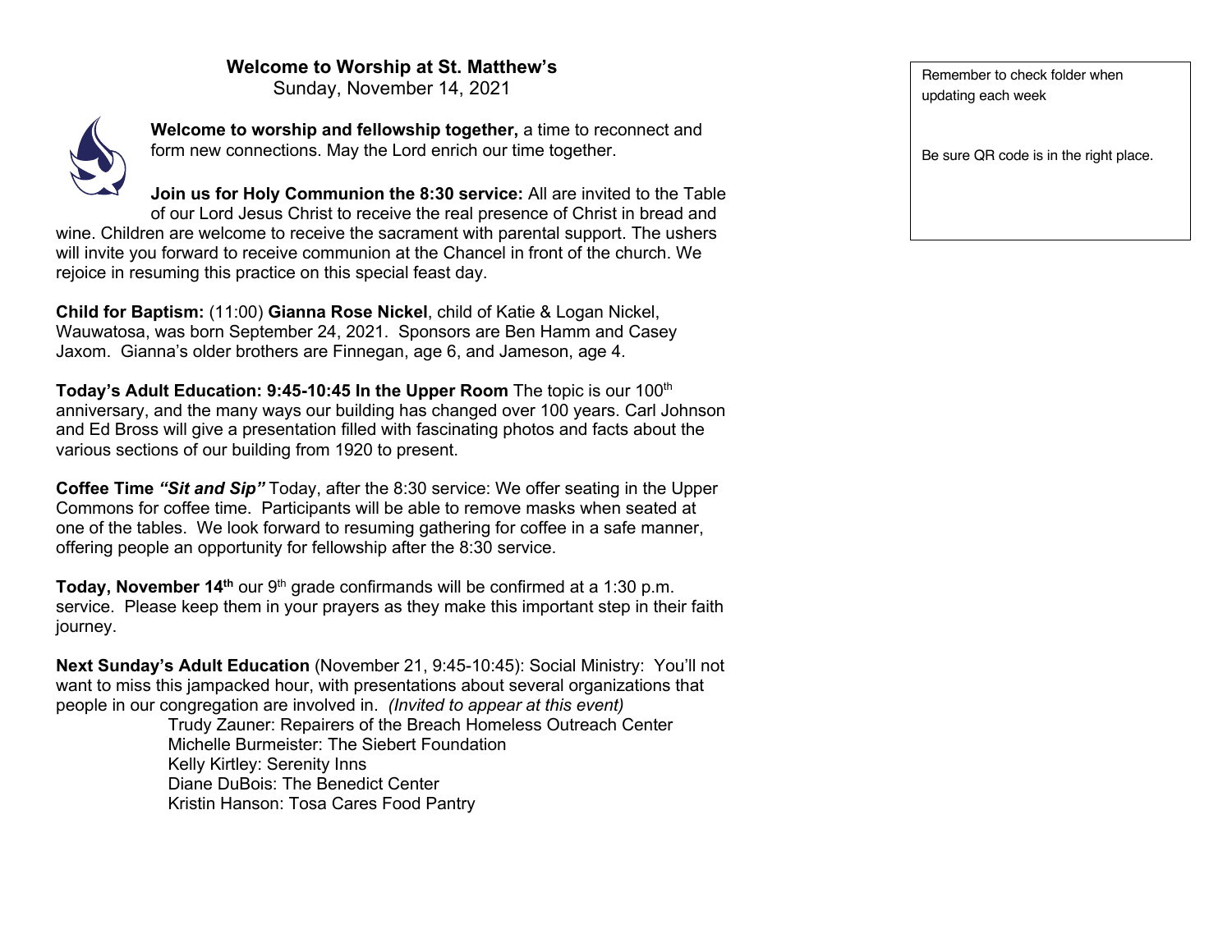# Welcome to Worship at St. Matthew's

Sunday, November 14, 2021

**Welcome to worship and fellowship together,** a time to reconnect and form new connections. May the Lord enrich our time together.

**Join us for Holy Communion the 8:30 service:** All are invited to the Table of our Lord Jesus Christ to receive the real presence of Christ in bread and wine. Children are welcome to receive the sacrament with parental support. The ushers will invite you forward to receive communion at the Chancel in front of the church. We rejoice in resuming this practice on this special feast day.

**Child for Baptism:** (11:00) **Gianna Rose Nickel**, child of Katie & Logan Nickel, Wauwatosa, was born September 24, 2021. Sponsors are Ben Hamm and Casey Jaxom. Gianna's older brothers are Finnegan, age 6, and Jameson, age 4.

**Today's Adult Education: 9:45-10:45 In the Upper Room** The topic is our 100th anniversary, and the many ways our building has changed over 100 years. Carl Johnson and Ed Bross will give a presentation filled with fascinating photos and facts about the various sections of our building from 1920 to present.

**Coffee Time *"Sit and Sip"*** Today, after the 8:30 service: We offer seating in the Upper Commons for coffee time. Participants will be able to remove masks when seated at one of the tables. We look forward to resuming gathering for coffee in a safe manner, offering people an opportunity for fellowship after the 8:30 service.

**Today, November 14th** our 9th grade confirmands will be confirmed at a 1:30 p.m. service. Please keep them in your prayers as they make this important step in their faith journey.

**Next Sunday's Adult Education** (November 21, 9:45-10:45): Social Ministry: You'll not want to miss this jampacked hour, with presentations about several organizations that people in our congregation are involved in. *(Invited to appear at this event)*

- Trudy Zauner: Repairers of the Breach Homeless Outreach Center
- Michelle Burmeister: The Siebert Foundation
- Kelly Kirtley: Serenity Inns
- Diane DuBois: The Benedict Center
- Kristin Hanson: Tosa Cares Food Pantry

Remember to check folder when updating each week

Be sure QR code is in the right place.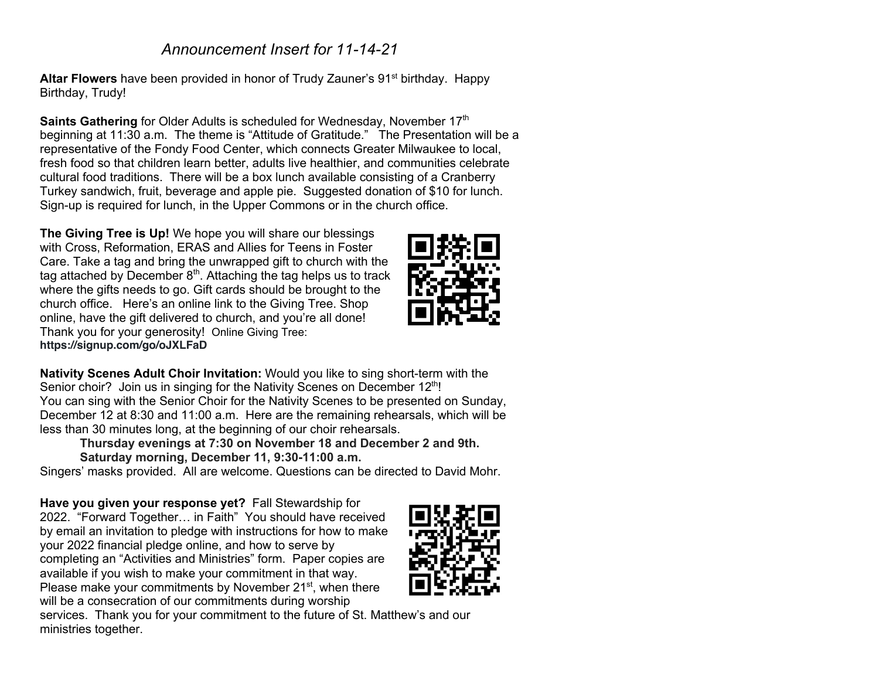*Announcement Insert for 11-14-21*

**Altar Flowers** have been provided in honor of Trudy Zauner's 91st birthday. Happy Birthday, Trudy!

**Saints Gathering** for Older Adults is scheduled for Wednesday, November 17th beginning at 11:30 a.m. The theme is "Attitude of Gratitude." The Presentation will be a representative of the Fondy Food Center, which connects Greater Milwaukee to local, fresh food so that children learn better, adults live healthier, and communities celebrate cultural food traditions. There will be a box lunch available consisting of a Cranberry Turkey sandwich, fruit, beverage and apple pie. Suggested donation of $10 for lunch. Sign-up is required for lunch, in the Upper Commons or in the church office.

**The Giving Tree is Up!** We hope you will share our blessings with Cross, Reformation, ERAS and Allies for Teens in Foster Care. Take a tag and bring the unwrapped gift to church with the tag attached by December 8th. Attaching the tag helps us to track where the gifts needs to go. Gift cards should be brought to the church office. Here's an online link to the Giving Tree. Shop online, have the gift delivered to church, and you're all done! Thank you for your generosity! Online Giving Tree: **https://signup.com/go/oJXLFaD**

**Nativity Scenes Adult Choir Invitation:** Would you like to sing short-term with the Senior choir? Join us in singing for the Nativity Scenes on December 12th!
You can sing with the Senior Choir for the Nativity Scenes to be presented on Sunday, December 12 at 8:30 and 11:00 a.m. Here are the remaining rehearsals, which will be less than 30 minutes long, at the beginning of our choir rehearsals.

> **Thursday evenings at 7:30 on November 18 and December 2 and 9th.**
> **Saturday morning, December 11, 9:30-11:00 a.m.**

Singers' masks provided. All are welcome. Questions can be directed to David Mohr.

**Have you given your response yet?** Fall Stewardship for 2022. "Forward Together… in Faith" You should have received by email an invitation to pledge with instructions for how to make your 2022 financial pledge online, and how to serve by completing an "Activities and Ministries" form. Paper copies are available if you wish to make your commitment in that way. Please make your commitments by November 21st, when there will be a consecration of our commitments during worship services. Thank you for your commitment to the future of St. Matthew's and our ministries together.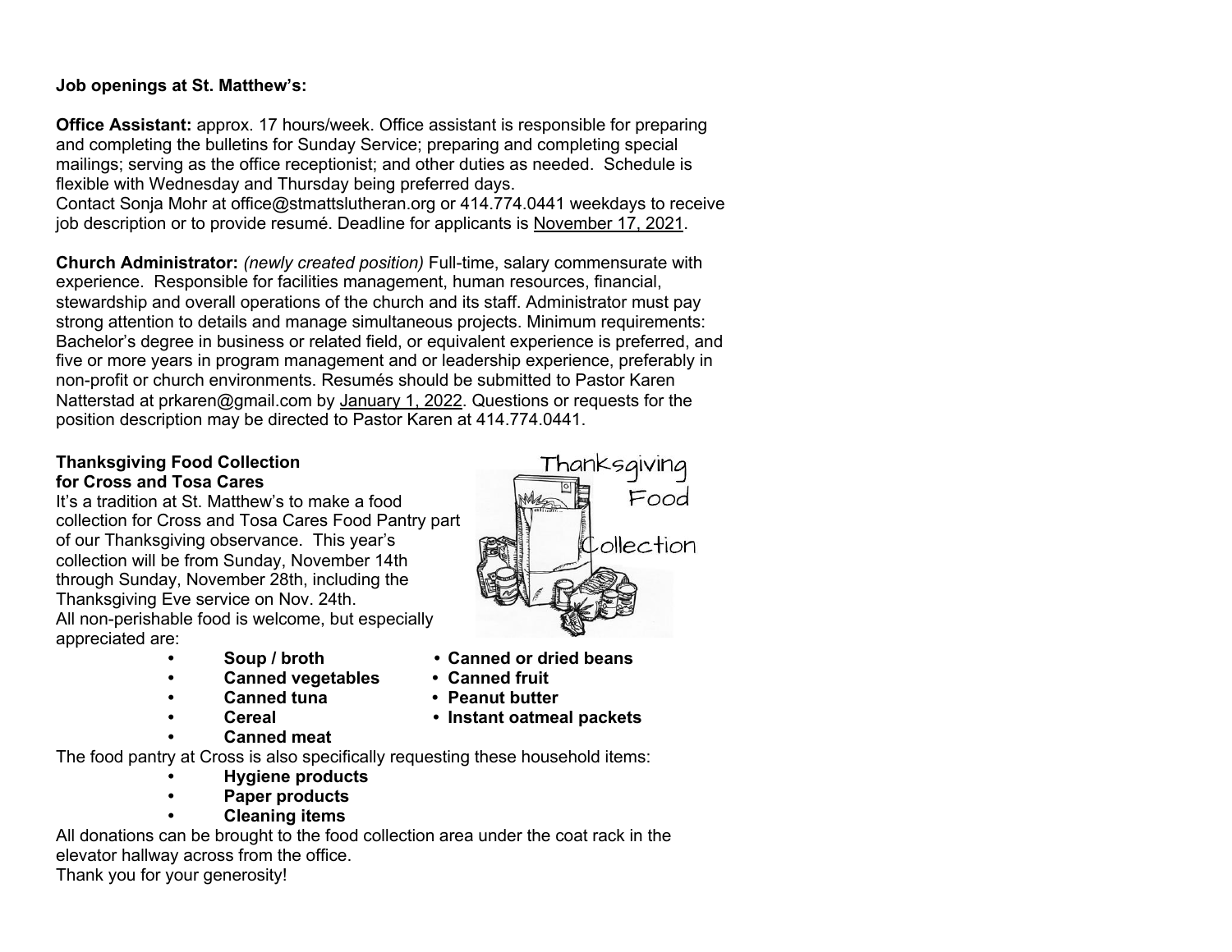**Job openings at St. Matthew's:**

**Office Assistant:** approx. 17 hours/week. Office assistant is responsible for preparing and completing the bulletins for Sunday Service; preparing and completing special mailings; serving as the office receptionist; and other duties as needed. Schedule is flexible with Wednesday and Thursday being preferred days.
Contact Sonja Mohr at office@stmattslutheran.org or 414.774.0441 weekdays to receive job description or to provide resumé. Deadline for applicants is November 17, 2021.

**Church Administrator:** *(newly created position)* Full-time, salary commensurate with experience. Responsible for facilities management, human resources, financial, stewardship and overall operations of the church and its staff. Administrator must pay strong attention to details and manage simultaneous projects. Minimum requirements: Bachelor's degree in business or related field, or equivalent experience is preferred, and five or more years in program management and or leadership experience, preferably in non-profit or church environments. Resumés should be submitted to Pastor Karen Natterstad at prkaren@gmail.com by January 1, 2022. Questions or requests for the position description may be directed to Pastor Karen at 414.774.0441.

**Thanksgiving Food Collection for Cross and Tosa Cares**

It's a tradition at St. Matthew's to make a food collection for Cross and Tosa Cares Food Pantry part of our Thanksgiving observance. This year's collection will be from Sunday, November 14th through Sunday, November 28th, including the Thanksgiving Eve service on Nov. 24th.
All non-perishable food is welcome, but especially appreciated are:

- **Soup / broth**
- **Canned vegetables**
- **Canned tuna**
- **Cereal**
- **Canned meat**
- **Canned or dried beans**
- **Canned fruit**
- **Peanut butter**
- **Instant oatmeal packets**

The food pantry at Cross is also specifically requesting these household items:

- **Hygiene products**
- **Paper products**
- **Cleaning items**

All donations can be brought to the food collection area under the coat rack in the elevator hallway across from the office.
Thank you for your generosity!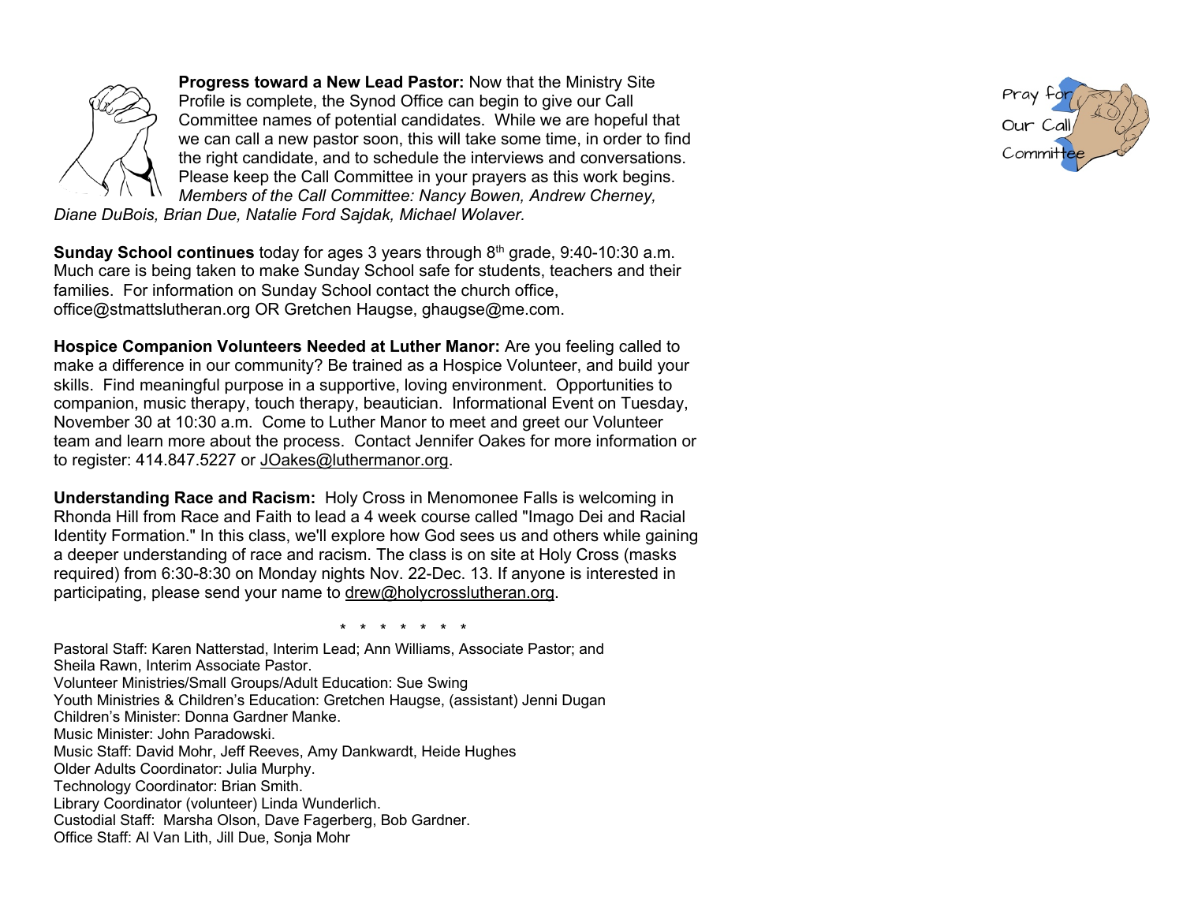**Progress toward a New Lead Pastor:** Now that the Ministry Site Profile is complete, the Synod Office can begin to give our Call Committee names of potential candidates. While we are hopeful that we can call a new pastor soon, this will take some time, in order to find the right candidate, and to schedule the interviews and conversations. Please keep the Call Committee in your prayers as this work begins. *Members of the Call Committee: Nancy Bowen, Andrew Cherney, Diane DuBois, Brian Due, Natalie Ford Sajdak, Michael Wolaver.*

Pray for Our Call Committee

**Sunday School continues** today for ages 3 years through 8th grade, 9:40-10:30 a.m. Much care is being taken to make Sunday School safe for students, teachers and their families. For information on Sunday School contact the church office, office@stmattslutheran.org OR Gretchen Haugse, ghaugse@me.com.

**Hospice Companion Volunteers Needed at Luther Manor:** Are you feeling called to make a difference in our community? Be trained as a Hospice Volunteer, and build your skills. Find meaningful purpose in a supportive, loving environment. Opportunities to companion, music therapy, touch therapy, beautician. Informational Event on Tuesday, November 30 at 10:30 a.m. Come to Luther Manor to meet and greet our Volunteer team and learn more about the process. Contact Jennifer Oakes for more information or to register: 414.847.5227 or JOakes@luthermanor.org.

**Understanding Race and Racism:** Holy Cross in Menomonee Falls is welcoming in Rhonda Hill from Race and Faith to lead a 4 week course called "Imago Dei and Racial Identity Formation." In this class, we'll explore how God sees us and others while gaining a deeper understanding of race and racism. The class is on site at Holy Cross (masks required) from 6:30-8:30 on Monday nights Nov. 22-Dec. 13. If anyone is interested in participating, please send your name to drew@holycrosslutheran.org.

\* \* \* \* \* \* \*

Pastoral Staff: Karen Natterstad, Interim Lead; Ann Williams, Associate Pastor; and Sheila Rawn, Interim Associate Pastor.
Volunteer Ministries/Small Groups/Adult Education: Sue Swing
Youth Ministries & Children's Education: Gretchen Haugse, (assistant) Jenni Dugan
Children's Minister: Donna Gardner Manke.
Music Minister: John Paradowski.
Music Staff: David Mohr, Jeff Reeves, Amy Dankwardt, Heide Hughes
Older Adults Coordinator: Julia Murphy.
Technology Coordinator: Brian Smith.
Library Coordinator (volunteer) Linda Wunderlich.
Custodial Staff: Marsha Olson, Dave Fagerberg, Bob Gardner.
Office Staff: Al Van Lith, Jill Due, Sonja Mohr